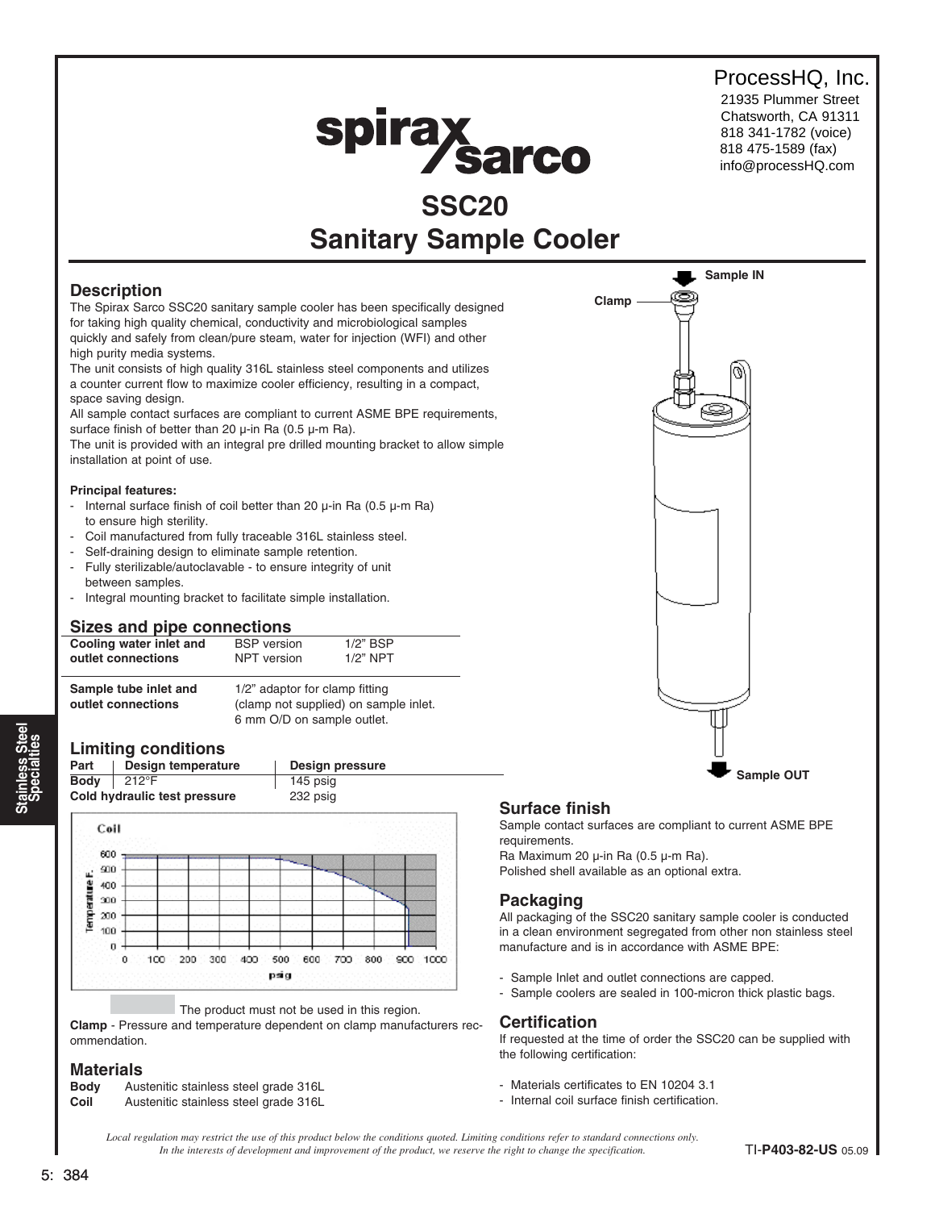ProcessHQ, Inc.
21935 Plummer Street
Chatsworth, CA 91311
818 341-1782 (voice)
818 475-1589 (fax)
info@processHQ.com

spirax sarco

# SSC20
# Sanitary Sample Cooler

## Description

The Spirax Sarco SSC20 sanitary sample cooler has been specifically designed for taking high quality chemical, conductivity and microbiological samples quickly and safely from clean/pure steam, water for injection (WFI) and other high purity media systems.

The unit consists of high quality 316L stainless steel components and utilizes a counter current flow to maximize cooler efficiency, resulting in a compact, space saving design.

All sample contact surfaces are compliant to current ASME BPE requirements, surface finish of better than 20 µ-in Ra (0.5 µ-m Ra).

The unit is provided with an integral pre drilled mounting bracket to allow simple installation at point of use.

**Principal features:**

- Internal surface finish of coil better than 20 µ-in Ra (0.5 µ-m Ra) to ensure high sterility.
- Coil manufactured from fully traceable 316L stainless steel.
- Self-draining design to eliminate sample retention.
- Fully sterilizable/autoclavable - to ensure integrity of unit between samples.
- Integral mounting bracket to facilitate simple installation.

## Sizes and pipe connections

| | | |
|---|---|---|
| **Cooling water inlet and outlet connections** | BSP version | 1/2" BSP |
| | NPT version | 1/2" NPT |
| **Sample tube inlet and outlet connections** | 1/2" adaptor for clamp fitting (clamp not supplied) on sample inlet. 6 mm O/D on sample outlet. | |

## Limiting conditions

| Part | Design temperature | Design pressure |
|---|---|---|
| **Body** | 212°F | 145 psig |
| **Cold hydraulic test pressure** | | 232 psig |

Coil

The product must not be used in this region.

**Clamp** - Pressure and temperature dependent on clamp manufacturers recommendation.

## Materials

| | |
|---|---|
| **Body** | Austenitic stainless steel grade 316L |
| **Coil** | Austenitic stainless steel grade 316L |

Sample IN

Clamp

Sample OUT

## Surface finish

Sample contact surfaces are compliant to current ASME BPE requirements.

Ra Maximum 20 µ-in Ra (0.5 µ-m Ra).

Polished shell available as an optional extra.

## Packaging

All packaging of the SSC20 sanitary sample cooler is conducted in a clean environment segregated from other non stainless steel manufacture and is in accordance with ASME BPE:

- Sample Inlet and outlet connections are capped.
- Sample coolers are sealed in 100-micron thick plastic bags.

## Certification

If requested at the time of order the SSC20 can be supplied with the following certification:

- Materials certificates to EN 10204 3.1
- Internal coil surface finish certification.

*Local regulation may restrict the use of this product below the conditions quoted. Limiting conditions refer to standard connections only. In the interests of development and improvement of the product, we reserve the right to change the specification.*

TI-**P403-82-US** 05.09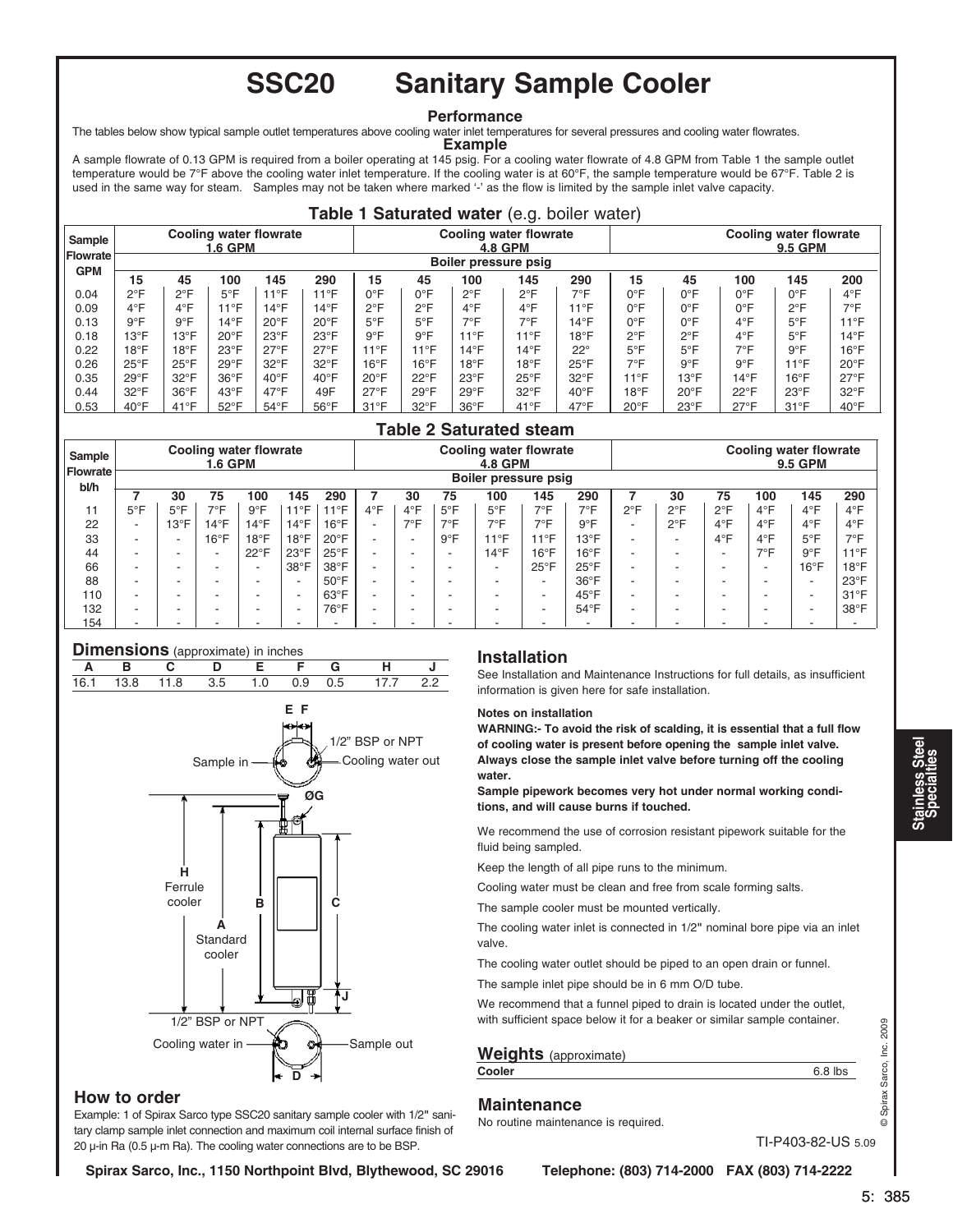# SSC20 Sanitary Sample Cooler

## Performance

The tables below show typical sample outlet temperatures above cooling water inlet temperatures for several pressures and cooling water flowrates.

### Example

A sample flowrate of 0.13 GPM is required from a boiler operating at 145 psig. For a cooling water flowrate of 4.8 GPM from Table 1 the sample outlet temperature would be 7°F above the cooling water inlet temperature. If the cooling water is at 60°F, the sample temperature would be 67°F. Table 2 is used in the same way for steam. Samples may not be taken where marked '-' as the flow is limited by the sample inlet valve capacity.

### Table 1 Saturated water (e.g. boiler water)

| Sample Flowrate GPM | Cooling water flowrate 1.6 GPM | | | | | Cooling water flowrate 4.8 GPM | | | | | Cooling water flowrate 9.5 GPM | | | | |
|---|---|---|---|---|---|---|---|---|---|---|---|---|---|---|---|
| | Boiler pressure psig | | | | | | | | | | | | | | |
| | 15 | 45 | 100 | 145 | 290 | 15 | 45 | 100 | 145 | 290 | 15 | 45 | 100 | 145 | 200 |
| 0.04 | 2°F | 2°F | 5°F | 11°F | 11°F | 0°F | 0°F | 2°F | 2°F | 7°F | 0°F | 0°F | 0°F | 0°F | 4°F |
| 0.09 | 4°F | 4°F | 11°F | 14°F | 14°F | 2°F | 2°F | 4°F | 4°F | 11°F | 0°F | 0°F | 0°F | 2°F | 7°F |
| 0.13 | 9°F | 9°F | 14°F | 20°F | 20°F | 5°F | 5°F | 7°F | 7°F | 14°F | 0°F | 0°F | 4°F | 5°F | 11°F |
| 0.18 | 13°F | 13°F | 20°F | 23°F | 23°F | 9°F | 9°F | 11°F | 11°F | 18°F | 2°F | 2°F | 4°F | 5°F | 14°F |
| 0.22 | 18°F | 18°F | 23°F | 27°F | 27°F | 11°F | 11°F | 14°F | 14°F | 22° | 5°F | 5°F | 7°F | 9°F | 16°F |
| 0.26 | 25°F | 25°F | 29°F | 32°F | 32°F | 16°F | 16°F | 18°F | 18°F | 25°F | 7°F | 9°F | 9°F | 11°F | 20°F |
| 0.35 | 29°F | 32°F | 36°F | 40°F | 40°F | 20°F | 22°F | 23°F | 25°F | 32°F | 11°F | 13°F | 14°F | 16°F | 27°F |
| 0.44 | 32°F | 36°F | 43°F | 47°F | 49F | 27°F | 29°F | 29°F | 32°F | 40°F | 18°F | 20°F | 22°F | 23°F | 32°F |
| 0.53 | 40°F | 41°F | 52°F | 54°F | 56°F | 31°F | 32°F | 36°F | 41°F | 47°F | 20°F | 23°F | 27°F | 31°F | 40°F |

### Table 2 Saturated steam

| Sample Flowrate bl/h | Cooling water flowrate 1.6 GPM | | | | | | Cooling water flowrate 4.8 GPM | | | | | | Cooling water flowrate 9.5 GPM | | | | | |
|---|---|---|---|---|---|---|---|---|---|---|---|---|---|---|---|---|---|---|
| | Boiler pressure psig | | | | | | | | | | | | | | | | | |
| | 7 | 30 | 75 | 100 | 145 | 290 | 7 | 30 | 75 | 100 | 145 | 290 | 7 | 30 | 75 | 100 | 145 | 290 |
| 11 | 5°F | 5°F | 7°F | 9°F | 11°F | 11°F | 4°F | 4°F | 5°F | 5°F | 7°F | 7°F | 2°F | 2°F | 2°F | 4°F | 4°F | 4°F |
| 22 | - | 13°F | 14°F | 14°F | 14°F | 16°F | - | 7°F | 7°F | 7°F | 7°F | 9°F | - | 2°F | 4°F | 4°F | 4°F | 4°F |
| 33 | - | - | 16°F | 18°F | 18°F | 20°F | - | - | 9°F | 11°F | 11°F | 13°F | - | - | 4°F | 4°F | 5°F | 7°F |
| 44 | - | - | - | 22°F | 23°F | 25°F | - | - | - | 14°F | 16°F | 16°F | - | - | - | 7°F | 9°F | 11°F |
| 66 | - | - | - | - | 38°F | 38°F | - | - | - | - | 25°F | 25°F | - | - | - | - | 16°F | 18°F |
| 88 | - | - | - | - | - | 50°F | - | - | - | - | - | 36°F | - | - | - | - | - | 23°F |
| 110 | - | - | - | - | - | 63°F | - | - | - | - | - | 45°F | - | - | - | - | - | 31°F |
| 132 | - | - | - | - | - | 76°F | - | - | - | - | - | 54°F | - | - | - | - | - | 38°F |
| 154 | - | - | - | - | - | - | - | - | - | - | - | - | - | - | - | - | - | - |

## Dimensions (approximate) in inches

| A | B | C | D | E | F | G | H | J |
|---|---|---|---|---|---|---|---|---|
| 16.1 | 13.8 | 11.8 | 3.5 | 1.0 | 0.9 | 0.5 | 17.7 | 2.2 |

E F
1/2" BSP or NPT
Sample in
Cooling water out
ØG
H
Ferrule cooler
A
Standard cooler
B
C
J
1/2" BSP or NPT
Cooling water in
Sample out
D

## How to order

Example: 1 of Spirax Sarco type SSC20 sanitary sample cooler with 1/2" sanitary clamp sample inlet connection and maximum coil internal surface finish of 20 μ-in Ra (0.5 μ-m Ra). The cooling water connections are to be BSP.

## Installation

See Installation and Maintenance Instructions for full details, as insufficient information is given here for safe installation.

**Notes on installation**

**WARNING:- To avoid the risk of scalding, it is essential that a full flow of cooling water is present before opening the sample inlet valve. Always close the sample inlet valve before turning off the cooling water.**

**Sample pipework becomes very hot under normal working conditions, and will cause burns if touched.**

We recommend the use of corrosion resistant pipework suitable for the fluid being sampled.

Keep the length of all pipe runs to the minimum.

Cooling water must be clean and free from scale forming salts.

The sample cooler must be mounted vertically.

The cooling water inlet is connected in 1/2" nominal bore pipe via an inlet valve.

The cooling water outlet should be piped to an open drain or funnel.

The sample inlet pipe should be in 6 mm O/D tube.

We recommend that a funnel piped to drain is located under the outlet, with sufficient space below it for a beaker or similar sample container.

## Weights (approximate)

| | |
|---|---|
| **Cooler** | 6.8 lbs |

## Maintenance

No routine maintenance is required.

TI-P403-82-US 5.09

Stainless Steel Specialties

© Spirax Sarco, Inc. 2009

Spirax Sarco, Inc., 1150 Northpoint Blvd, Blythewood, SC 29016 Telephone: (803) 714-2000 FAX (803) 714-2222